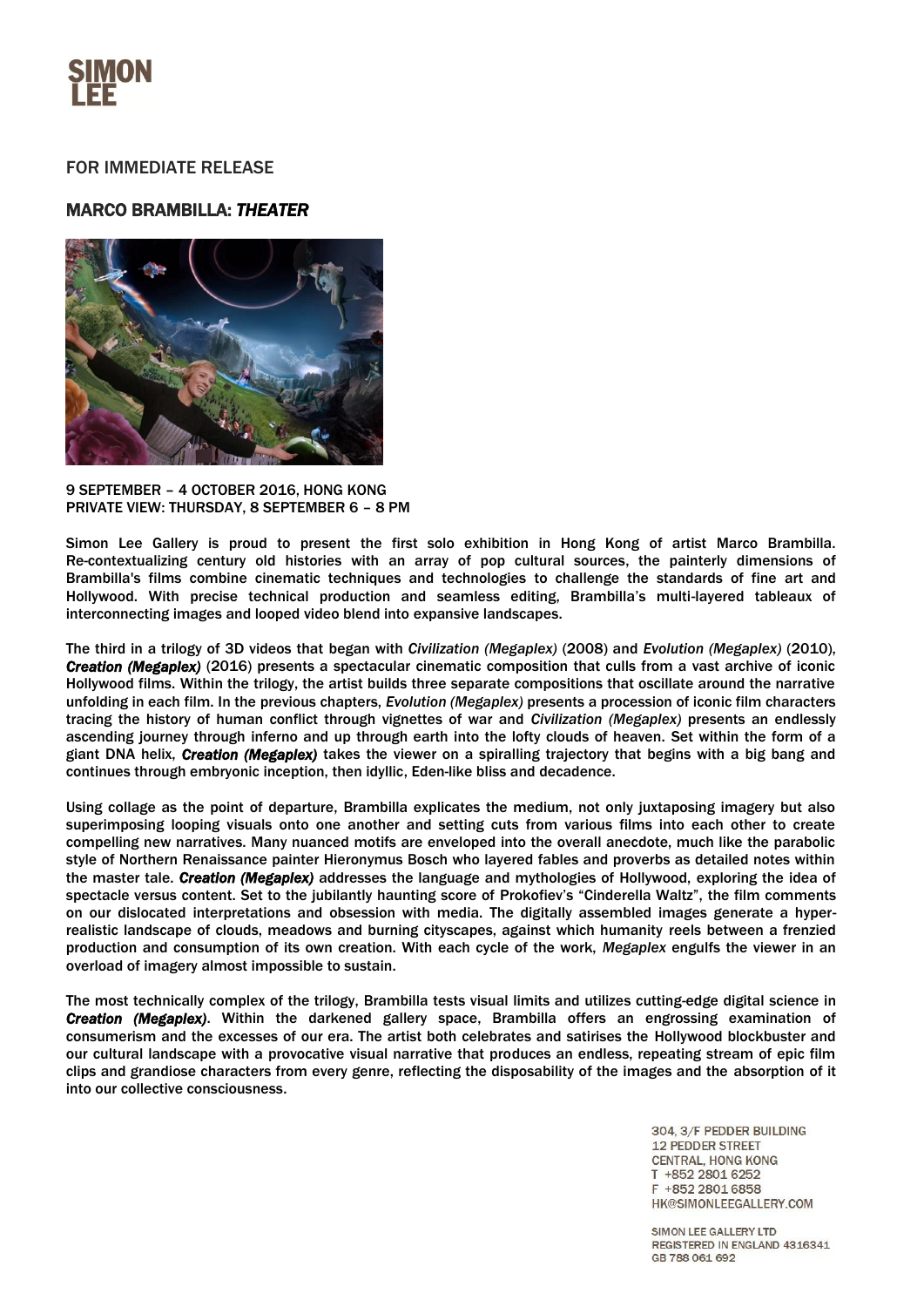SIMON LEE

FOR IMMEDIATE RELEASE

# MARCO BRAMBILLA: *THEATER*

9 SEPTEMBER – 4 OCTOBER 2016, HONG KONG
PRIVATE VIEW: THURSDAY, 8 SEPTEMBER 6 – 8 PM

Simon Lee Gallery is proud to present the first solo exhibition in Hong Kong of artist Marco Brambilla. Re-contextualizing century old histories with an array of pop cultural sources, the painterly dimensions of Brambilla's films combine cinematic techniques and technologies to challenge the standards of fine art and Hollywood. With precise technical production and seamless editing, Brambilla's multi-layered tableaux of interconnecting images and looped video blend into expansive landscapes.

The third in a trilogy of 3D videos that began with *Civilization (Megaplex)* (2008) and *Evolution (Megaplex)* (2010), ***Creation (Megaplex)*** (2016) presents a spectacular cinematic composition that culls from a vast archive of iconic Hollywood films. Within the trilogy, the artist builds three separate compositions that oscillate around the narrative unfolding in each film. In the previous chapters, *Evolution (Megaplex)* presents a procession of iconic film characters tracing the history of human conflict through vignettes of war and *Civilization (Megaplex)* presents an endlessly ascending journey through inferno and up through earth into the lofty clouds of heaven. Set within the form of a giant DNA helix, ***Creation (Megaplex)*** takes the viewer on a spiralling trajectory that begins with a big bang and continues through embryonic inception, then idyllic, Eden-like bliss and decadence.

Using collage as the point of departure, Brambilla explicates the medium, not only juxtaposing imagery but also superimposing looping visuals onto one another and setting cuts from various films into each other to create compelling new narratives. Many nuanced motifs are enveloped into the overall anecdote, much like the parabolic style of Northern Renaissance painter Hieronymus Bosch who layered fables and proverbs as detailed notes within the master tale. ***Creation (Megaplex)*** addresses the language and mythologies of Hollywood, exploring the idea of spectacle versus content. Set to the jubilantly haunting score of Prokofiev's "Cinderella Waltz", the film comments on our dislocated interpretations and obsession with media. The digitally assembled images generate a hyper-realistic landscape of clouds, meadows and burning cityscapes, against which humanity reels between a frenzied production and consumption of its own creation. With each cycle of the work, *Megaplex* engulfs the viewer in an overload of imagery almost impossible to sustain.

The most technically complex of the trilogy, Brambilla tests visual limits and utilizes cutting-edge digital science in ***Creation (Megaplex)***. Within the darkened gallery space, Brambilla offers an engrossing examination of consumerism and the excesses of our era. The artist both celebrates and satirises the Hollywood blockbuster and our cultural landscape with a provocative visual narrative that produces an endless, repeating stream of epic film clips and grandiose characters from every genre, reflecting the disposability of the images and the absorption of it into our collective consciousness.

304, 3/F PEDDER BUILDING
12 PEDDER STREET
CENTRAL, HONG KONG
T +852 2801 6252
F +852 2801 6858
HK@SIMONLEEGALLERY.COM

SIMON LEE GALLERY LTD
REGISTERED IN ENGLAND 4316341
GB 788 061 692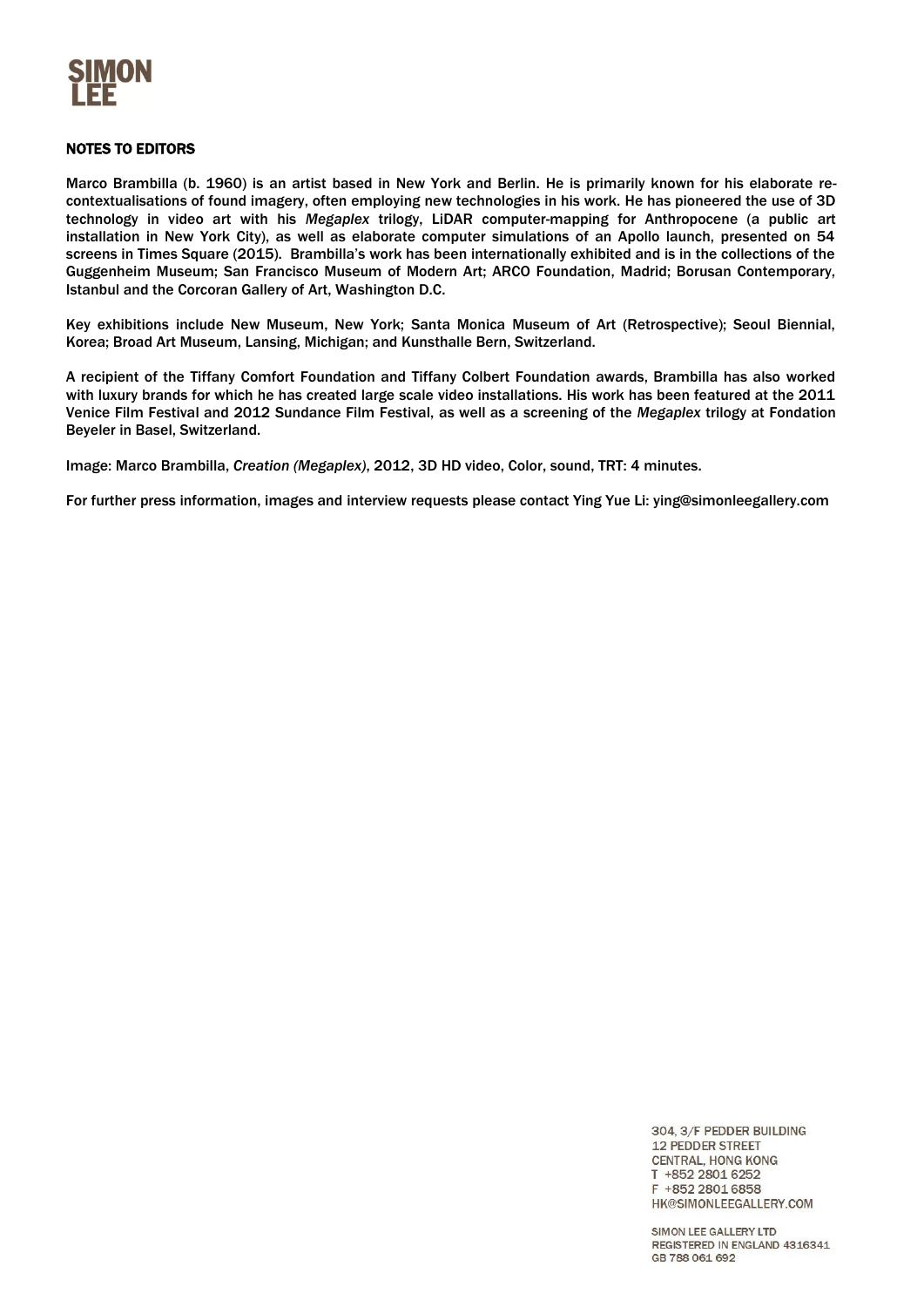SIMON LEE

## NOTES TO EDITORS

Marco Brambilla (b. 1960) is an artist based in New York and Berlin. He is primarily known for his elaborate re-contextualisations of found imagery, often employing new technologies in his work. He has pioneered the use of 3D technology in video art with his *Megaplex* trilogy, LiDAR computer-mapping for Anthropocene (a public art installation in New York City), as well as elaborate computer simulations of an Apollo launch, presented on 54 screens in Times Square (2015). Brambilla's work has been internationally exhibited and is in the collections of the Guggenheim Museum; San Francisco Museum of Modern Art; ARCO Foundation, Madrid; Borusan Contemporary, Istanbul and the Corcoran Gallery of Art, Washington D.C.

Key exhibitions include New Museum, New York; Santa Monica Museum of Art (Retrospective); Seoul Biennial, Korea; Broad Art Museum, Lansing, Michigan; and Kunsthalle Bern, Switzerland.

A recipient of the Tiffany Comfort Foundation and Tiffany Colbert Foundation awards, Brambilla has also worked with luxury brands for which he has created large scale video installations. His work has been featured at the 2011 Venice Film Festival and 2012 Sundance Film Festival, as well as a screening of the *Megaplex* trilogy at Fondation Beyeler in Basel, Switzerland.

Image: Marco Brambilla, *Creation (Megaplex)*, 2012, 3D HD video, Color, sound, TRT: 4 minutes.

For further press information, images and interview requests please contact Ying Yue Li: ying@simonleegallery.com

304, 3/F PEDDER BUILDING
12 PEDDER STREET
CENTRAL, HONG KONG
T +852 2801 6252
F +852 2801 6858
HK@SIMONLEEGALLERY.COM

SIMON LEE GALLERY LTD
REGISTERED IN ENGLAND 4316341
GB 788 061 692